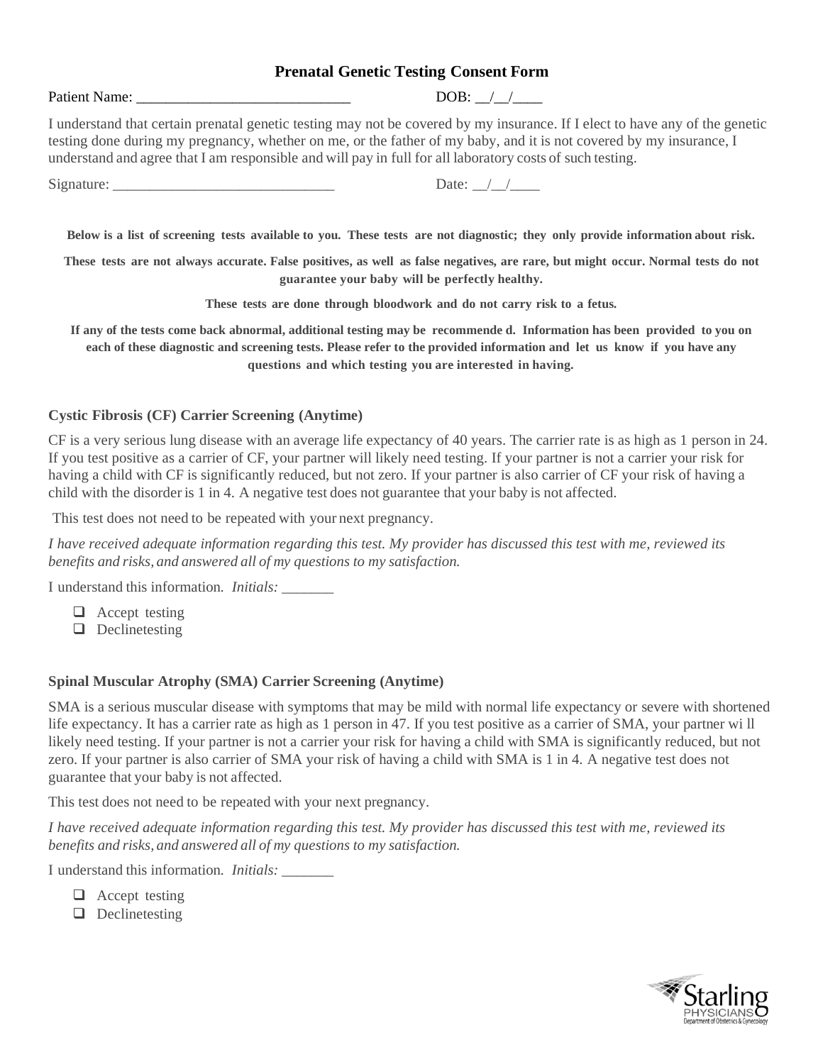# Prenatal Genetic Testing Consent Form

Patient Name: _____________________________ DOB: __/__/____

I understand that certain prenatal genetic testing may not be covered by my insurance. If I elect to have any of the genetic testing done during my pregnancy, whether on me, or the father of my baby, and it is not covered by my insurance, I understand and agree that I am responsible and will pay in full for all laboratory costs of such testing.

Signature: ______________________________ Date: __/__/____

**Below is a list of screening tests available to you. These tests are not diagnostic; they only provide information about risk.**

**These tests are not always accurate. False positives, as well as false negatives, are rare, but might occur. Normal tests do not guarantee your baby will be perfectly healthy.**

**These tests are done through bloodwork and do not carry risk to a fetus.**

**If any of the tests come back abnormal, additional testing may be recommende d. Information has been provided to you on each of these diagnostic and screening tests. Please refer to the provided information and let us know if you have any questions and which testing you are interested in having.**

### Cystic Fibrosis (CF) Carrier Screening (Anytime)

CF is a very serious lung disease with an average life expectancy of 40 years. The carrier rate is as high as 1 person in 24. If you test positive as a carrier of CF, your partner will likely need testing. If your partner is not a carrier your risk for having a child with CF is significantly reduced, but not zero. If your partner is also carrier of CF your risk of having a child with the disorder is 1 in 4. A negative test does not guarantee that your baby is not affected.

This test does not need to be repeated with your next pregnancy.

*I have received adequate information regarding this test. My provider has discussed this test with me, reviewed its benefits and risks, and answered all of my questions to my satisfaction.*

I understand this information. *Initials:* _______

- ❑ Accept testing
- ❑ Declinetesting

### Spinal Muscular Atrophy (SMA) Carrier Screening (Anytime)

SMA is a serious muscular disease with symptoms that may be mild with normal life expectancy or severe with shortened life expectancy. It has a carrier rate as high as 1 person in 47. If you test positive as a carrier of SMA, your partner wi ll likely need testing. If your partner is not a carrier your risk for having a child with SMA is significantly reduced, but not zero. If your partner is also carrier of SMA your risk of having a child with SMA is 1 in 4. A negative test does not guarantee that your baby is not affected.

This test does not need to be repeated with your next pregnancy.

*I have received adequate information regarding this test. My provider has discussed this test with me, reviewed its benefits and risks, and answered all of my questions to my satisfaction.*

I understand this information. *Initials:* _______

- ❑ Accept testing
- ❑ Declinetesting

Starling PHYSICIANS Department of Obstetrics & Gynecology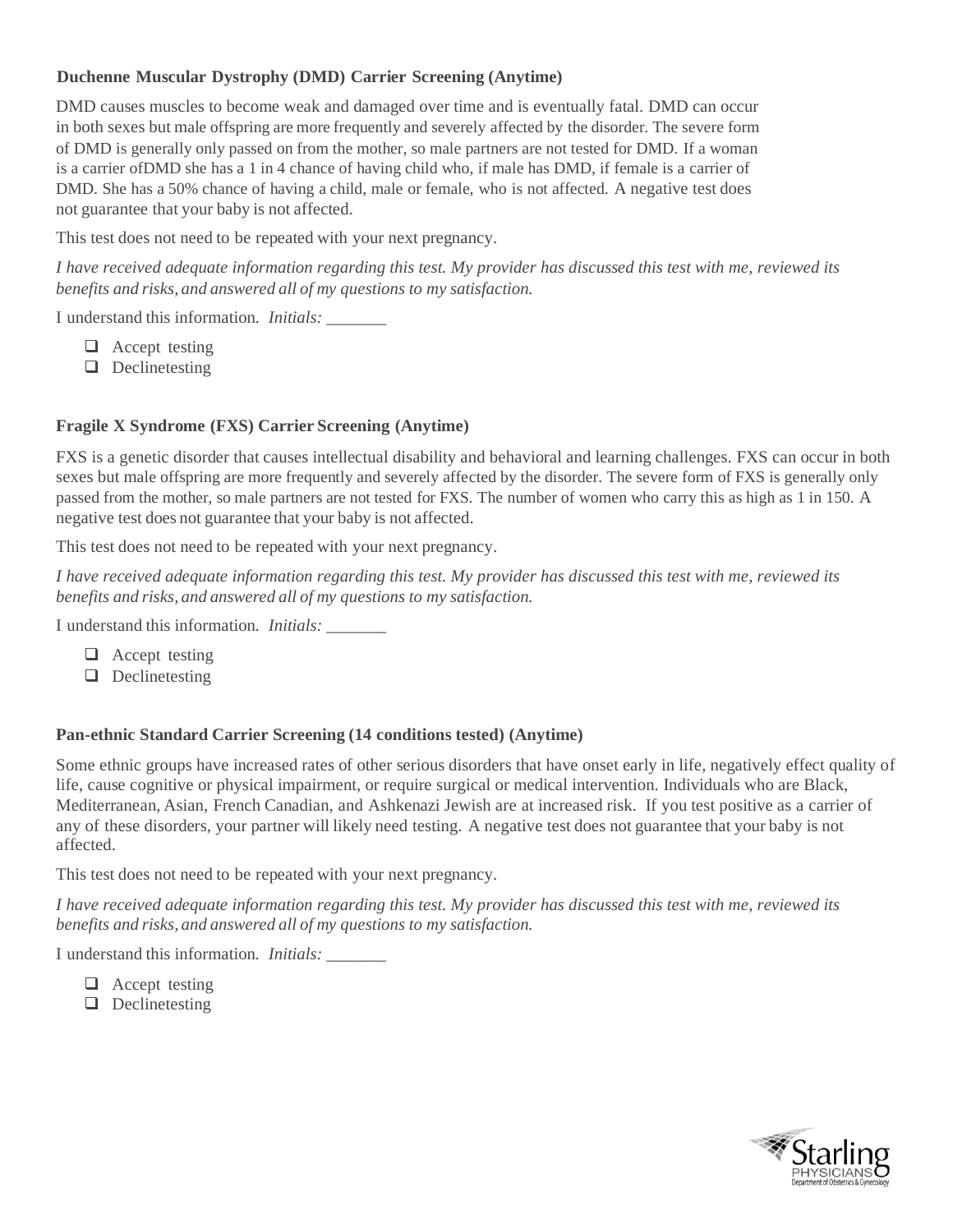### Duchenne Muscular Dystrophy (DMD) Carrier Screening (Anytime)

DMD causes muscles to become weak and damaged over time and is eventually fatal. DMD can occur in both sexes but male offspring are more frequently and severely affected by the disorder. The severe form of DMD is generally only passed on from the mother, so male partners are not tested for DMD. If a woman is a carrier ofDMD she has a 1 in 4 chance of having child who, if male has DMD, if female is a carrier of DMD. She has a 50% chance of having a child, male or female, who is not affected. A negative test does not guarantee that your baby is not affected.

This test does not need to be repeated with your next pregnancy.

*I have received adequate information regarding this test. My provider has discussed this test with me, reviewed its benefits and risks, and answered all of my questions to my satisfaction.*

I understand this information. *Initials:* _______

- ☐ Accept testing
- ☐ Declinetesting

### Fragile X Syndrome (FXS) Carrier Screening (Anytime)

FXS is a genetic disorder that causes intellectual disability and behavioral and learning challenges. FXS can occur in both sexes but male offspring are more frequently and severely affected by the disorder. The severe form of FXS is generally only passed from the mother, so male partners are not tested for FXS. The number of women who carry this as high as 1 in 150. A negative test does not guarantee that your baby is not affected.

This test does not need to be repeated with your next pregnancy.

*I have received adequate information regarding this test. My provider has discussed this test with me, reviewed its benefits and risks, and answered all of my questions to my satisfaction.*

I understand this information. *Initials:* _______

- ☐ Accept testing
- ☐ Declinetesting

### Pan-ethnic Standard Carrier Screening (14 conditions tested) (Anytime)

Some ethnic groups have increased rates of other serious disorders that have onset early in life, negatively effect quality of life, cause cognitive or physical impairment, or require surgical or medical intervention. Individuals who are Black, Mediterranean, Asian, French Canadian, and Ashkenazi Jewish are at increased risk. If you test positive as a carrier of any of these disorders, your partner will likely need testing. A negative test does not guarantee that your baby is not affected.

This test does not need to be repeated with your next pregnancy.

*I have received adequate information regarding this test. My provider has discussed this test with me, reviewed its benefits and risks, and answered all of my questions to my satisfaction.*

I understand this information. *Initials:* _______

- ☐ Accept testing
- ☐ Declinetesting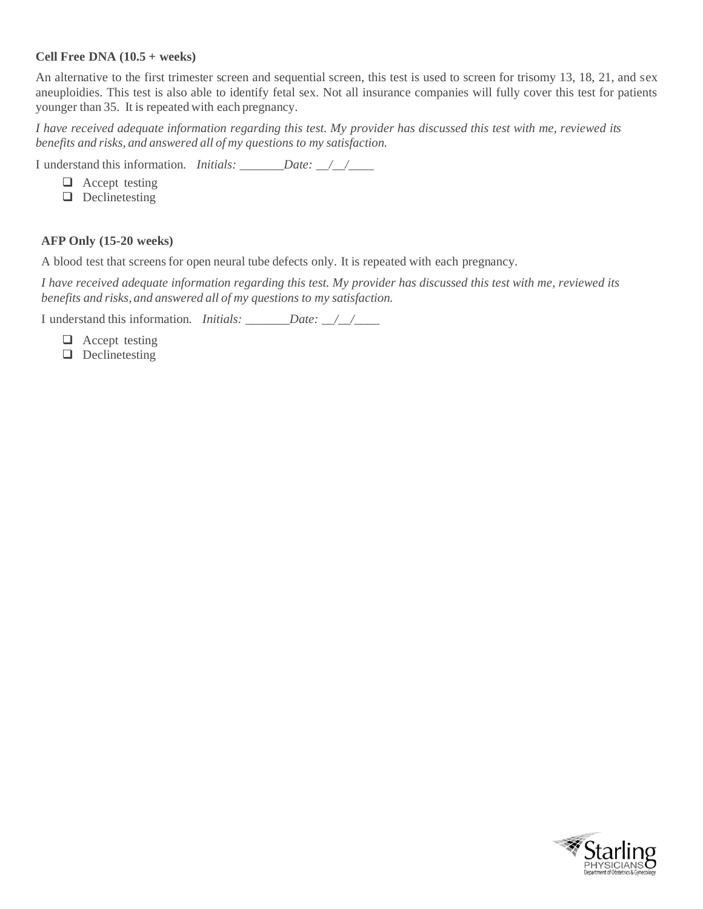**Cell Free DNA (10.5 + weeks)**

An alternative to the first trimester screen and sequential screen, this test is used to screen for trisomy 13, 18, 21, and sex aneuploidies. This test is also able to identify fetal sex. Not all insurance companies will fully cover this test for patients younger than 35. It is repeated with each pregnancy.

*I have received adequate information regarding this test. My provider has discussed this test with me, reviewed its benefits and risks, and answered all of my questions to my satisfaction.*

I understand this information. *Initials: _______Date: __/__/____*

- ❑ Accept testing
- ❑ Declinetesting

**AFP Only (15-20 weeks)**

A blood test that screens for open neural tube defects only. It is repeated with each pregnancy.

*I have received adequate information regarding this test. My provider has discussed this test with me, reviewed its benefits and risks, and answered all of my questions to my satisfaction.*

I understand this information. *Initials: _______Date: __/__/____*

- ❑ Accept testing
- ❑ Declinetesting